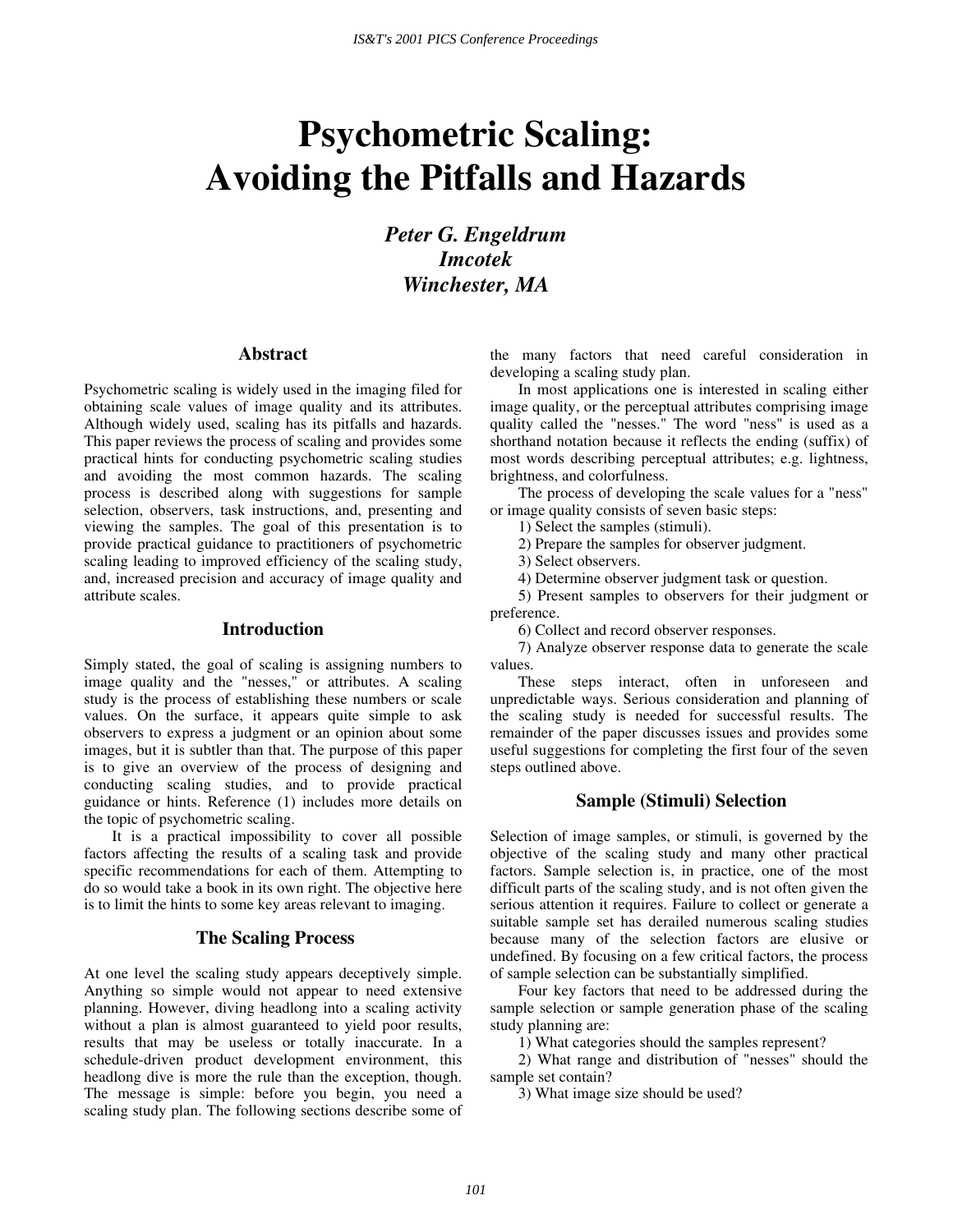# Psychometric Scaling: Avoiding the Pitfalls and Hazards

***Peter G. Engeldrum***
***Imcotek***
***Winchester, MA***

## Abstract

Psychometric scaling is widely used in the imaging filed for obtaining scale values of image quality and its attributes. Although widely used, scaling has its pitfalls and hazards. This paper reviews the process of scaling and provides some practical hints for conducting psychometric scaling studies and avoiding the most common hazards. The scaling process is described along with suggestions for sample selection, observers, task instructions, and, presenting and viewing the samples. The goal of this presentation is to provide practical guidance to practitioners of psychometric scaling leading to improved efficiency of the scaling study, and, increased precision and accuracy of image quality and attribute scales.

## Introduction

Simply stated, the goal of scaling is assigning numbers to image quality and the "nesses," or attributes. A scaling study is the process of establishing these numbers or scale values. On the surface, it appears quite simple to ask observers to express a judgment or an opinion about some images, but it is subtler than that. The purpose of this paper is to give an overview of the process of designing and conducting scaling studies, and to provide practical guidance or hints. Reference (1) includes more details on the topic of psychometric scaling.

It is a practical impossibility to cover all possible factors affecting the results of a scaling task and provide specific recommendations for each of them. Attempting to do so would take a book in its own right. The objective here is to limit the hints to some key areas relevant to imaging.

## The Scaling Process

At one level the scaling study appears deceptively simple. Anything so simple would not appear to need extensive planning. However, diving headlong into a scaling activity without a plan is almost guaranteed to yield poor results, results that may be useless or totally inaccurate. In a schedule-driven product development environment, this headlong dive is more the rule than the exception, though. The message is simple: before you begin, you need a scaling study plan. The following sections describe some of the many factors that need careful consideration in developing a scaling study plan.

In most applications one is interested in scaling either image quality, or the perceptual attributes comprising image quality called the "nesses." The word "ness" is used as a shorthand notation because it reflects the ending (suffix) of most words describing perceptual attributes; e.g. lightness, brightness, and colorfulness.

The process of developing the scale values for a "ness" or image quality consists of seven basic steps:

1) Select the samples (stimuli).
2) Prepare the samples for observer judgment.
3) Select observers.
4) Determine observer judgment task or question.
5) Present samples to observers for their judgment or preference.
6) Collect and record observer responses.
7) Analyze observer response data to generate the scale values.

These steps interact, often in unforeseen and unpredictable ways. Serious consideration and planning of the scaling study is needed for successful results. The remainder of the paper discusses issues and provides some useful suggestions for completing the first four of the seven steps outlined above.

## Sample (Stimuli) Selection

Selection of image samples, or stimuli, is governed by the objective of the scaling study and many other practical factors. Sample selection is, in practice, one of the most difficult parts of the scaling study, and is not often given the serious attention it requires. Failure to collect or generate a suitable sample set has derailed numerous scaling studies because many of the selection factors are elusive or undefined. By focusing on a few critical factors, the process of sample selection can be substantially simplified.

Four key factors that need to be addressed during the sample selection or sample generation phase of the scaling study planning are:

1) What categories should the samples represent?
2) What range and distribution of "nesses" should the sample set contain?
3) What image size should be used?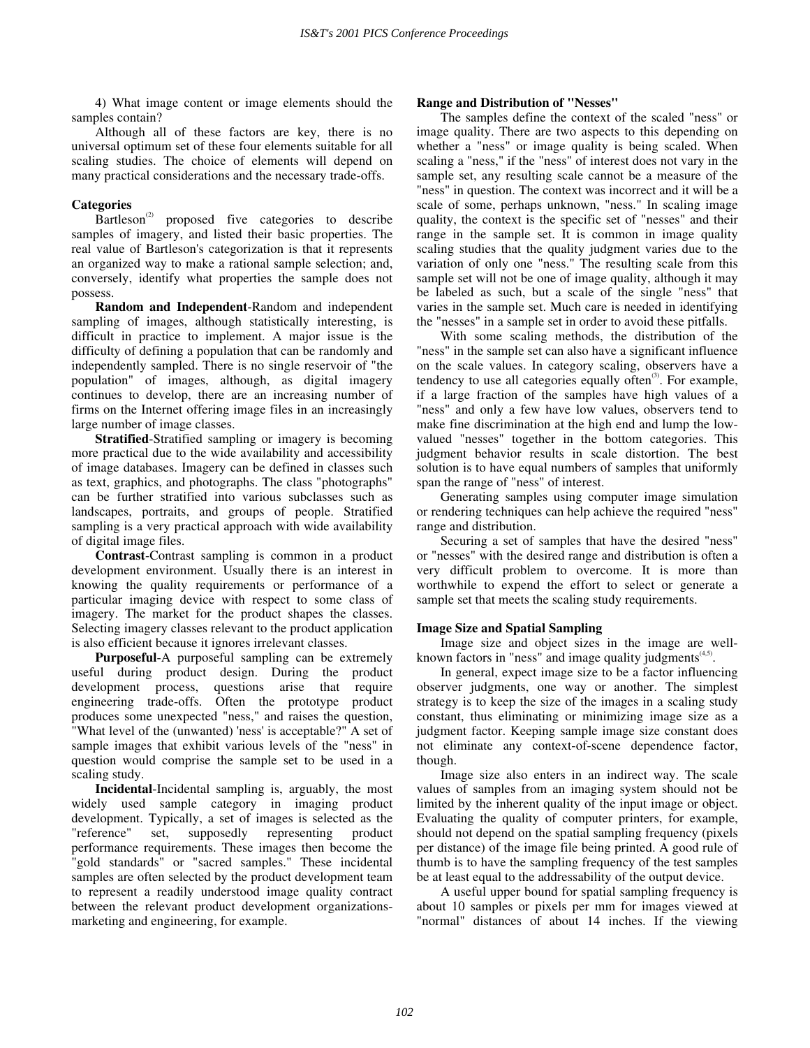4) What image content or image elements should the samples contain?

Although all of these factors are key, there is no universal optimum set of these four elements suitable for all scaling studies. The choice of elements will depend on many practical considerations and the necessary trade-offs.

### Categories

Bartleson[2] proposed five categories to describe samples of imagery, and listed their basic properties. The real value of Bartleson's categorization is that it represents an organized way to make a rational sample selection; and, conversely, identify what properties the sample does not possess.

**Random and Independent**-Random and independent sampling of images, although statistically interesting, is difficult in practice to implement. A major issue is the difficulty of defining a population that can be randomly and independently sampled. There is no single reservoir of "the population" of images, although, as digital imagery continues to develop, there are an increasing number of firms on the Internet offering image files in an increasingly large number of image classes.

**Stratified**-Stratified sampling or imagery is becoming more practical due to the wide availability and accessibility of image databases. Imagery can be defined in classes such as text, graphics, and photographs. The class "photographs" can be further stratified into various subclasses such as landscapes, portraits, and groups of people. Stratified sampling is a very practical approach with wide availability of digital image files.

**Contrast**-Contrast sampling is common in a product development environment. Usually there is an interest in knowing the quality requirements or performance of a particular imaging device with respect to some class of imagery. The market for the product shapes the classes. Selecting imagery classes relevant to the product application is also efficient because it ignores irrelevant classes.

**Purposeful**-A purposeful sampling can be extremely useful during product design. During the product development process, questions arise that require engineering trade-offs. Often the prototype product produces some unexpected "ness," and raises the question, "What level of the (unwanted) 'ness' is acceptable?" A set of sample images that exhibit various levels of the "ness" in question would comprise the sample set to be used in a scaling study.

**Incidental**-Incidental sampling is, arguably, the most widely used sample category in imaging product development. Typically, a set of images is selected as the "reference" set, supposedly representing product performance requirements. These images then become the "gold standards" or "sacred samples." These incidental samples are often selected by the product development team to represent a readily understood image quality contract between the relevant product development organizations-marketing and engineering, for example.

### Range and Distribution of "Nesses"

The samples define the context of the scaled "ness" or image quality. There are two aspects to this depending on whether a "ness" or image quality is being scaled. When scaling a "ness," if the "ness" of interest does not vary in the sample set, any resulting scale cannot be a measure of the "ness" in question. The context was incorrect and it will be a scale of some, perhaps unknown, "ness." In scaling image quality, the context is the specific set of "nesses" and their range in the sample set. It is common in image quality scaling studies that the quality judgment varies due to the variation of only one "ness." The resulting scale from this sample set will not be one of image quality, although it may be labeled as such, but a scale of the single "ness" that varies in the sample set. Much care is needed in identifying the "nesses" in a sample set in order to avoid these pitfalls.

With some scaling methods, the distribution of the "ness" in the sample set can also have a significant influence on the scale values. In category scaling, observers have a tendency to use all categories equally often[3]. For example, if a large fraction of the samples have high values of a "ness" and only a few have low values, observers tend to make fine discrimination at the high end and lump the low-valued "nesses" together in the bottom categories. This judgment behavior results in scale distortion. The best solution is to have equal numbers of samples that uniformly span the range of "ness" of interest.

Generating samples using computer image simulation or rendering techniques can help achieve the required "ness" range and distribution.

Securing a set of samples that have the desired "ness" or "nesses" with the desired range and distribution is often a very difficult problem to overcome. It is more than worthwhile to expend the effort to select or generate a sample set that meets the scaling study requirements.

### Image Size and Spatial Sampling

Image size and object sizes in the image are well-known factors in "ness" and image quality judgments[4,5].

In general, expect image size to be a factor influencing observer judgments, one way or another. The simplest strategy is to keep the size of the images in a scaling study constant, thus eliminating or minimizing image size as a judgment factor. Keeping sample image size constant does not eliminate any context-of-scene dependence factor, though.

Image size also enters in an indirect way. The scale values of samples from an imaging system should not be limited by the inherent quality of the input image or object. Evaluating the quality of computer printers, for example, should not depend on the spatial sampling frequency (pixels per distance) of the image file being printed. A good rule of thumb is to have the sampling frequency of the test samples be at least equal to the addressability of the output device.

A useful upper bound for spatial sampling frequency is about 10 samples or pixels per mm for images viewed at "normal" distances of about 14 inches. If the viewing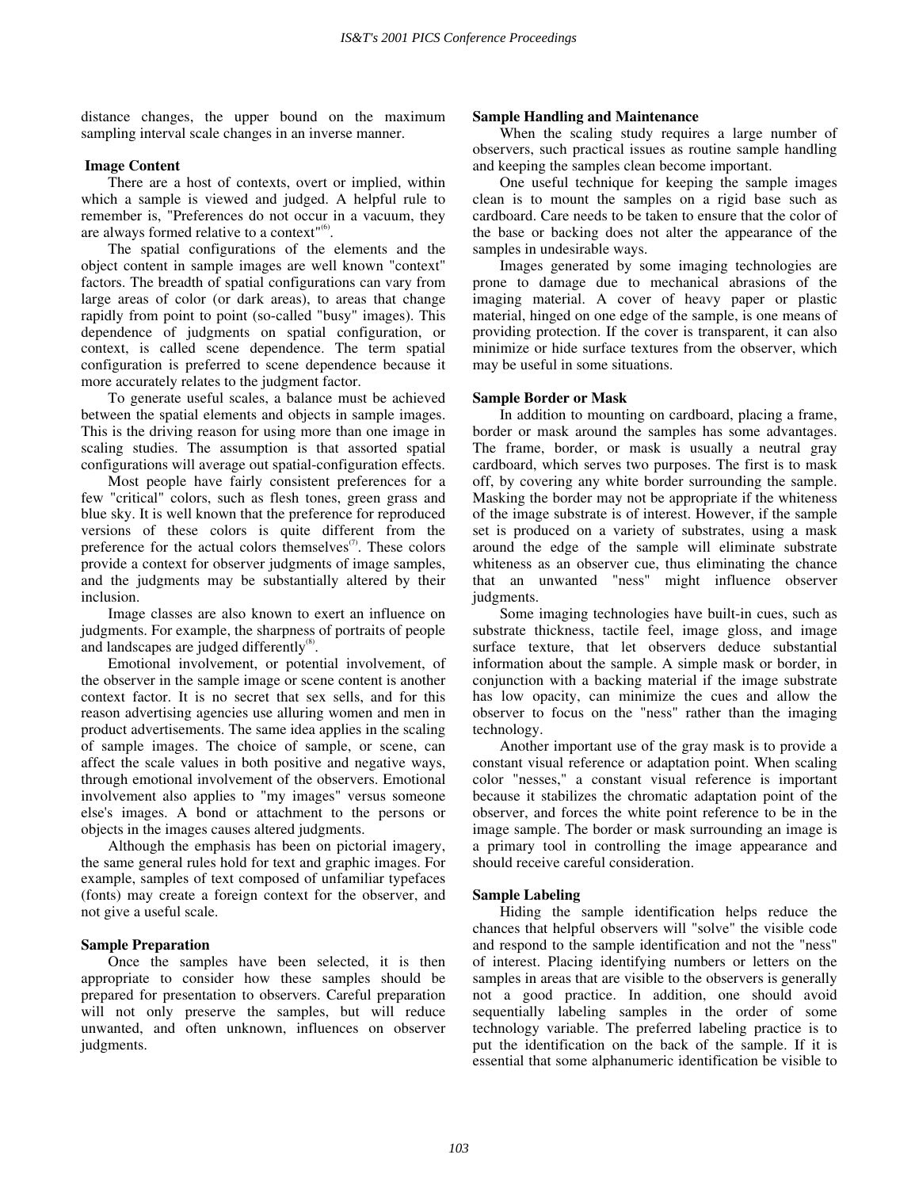distance changes, the upper bound on the maximum sampling interval scale changes in an inverse manner.

### Image Content

There are a host of contexts, overt or implied, within which a sample is viewed and judged. A helpful rule to remember is, "Preferences do not occur in a vacuum, they are always formed relative to a context"[6].

The spatial configurations of the elements and the object content in sample images are well known "context" factors. The breadth of spatial configurations can vary from large areas of color (or dark areas), to areas that change rapidly from point to point (so-called "busy" images). This dependence of judgments on spatial configuration, or context, is called scene dependence. The term spatial configuration is preferred to scene dependence because it more accurately relates to the judgment factor.

To generate useful scales, a balance must be achieved between the spatial elements and objects in sample images. This is the driving reason for using more than one image in scaling studies. The assumption is that assorted spatial configurations will average out spatial-configuration effects.

Most people have fairly consistent preferences for a few "critical" colors, such as flesh tones, green grass and blue sky. It is well known that the preference for reproduced versions of these colors is quite different from the preference for the actual colors themselves[7]. These colors provide a context for observer judgments of image samples, and the judgments may be substantially altered by their inclusion.

Image classes are also known to exert an influence on judgments. For example, the sharpness of portraits of people and landscapes are judged differently[8].

Emotional involvement, or potential involvement, of the observer in the sample image or scene content is another context factor. It is no secret that sex sells, and for this reason advertising agencies use alluring women and men in product advertisements. The same idea applies in the scaling of sample images. The choice of sample, or scene, can affect the scale values in both positive and negative ways, through emotional involvement of the observers. Emotional involvement also applies to "my images" versus someone else's images. A bond or attachment to the persons or objects in the images causes altered judgments.

Although the emphasis has been on pictorial imagery, the same general rules hold for text and graphic images. For example, samples of text composed of unfamiliar typefaces (fonts) may create a foreign context for the observer, and not give a useful scale.

### Sample Preparation

Once the samples have been selected, it is then appropriate to consider how these samples should be prepared for presentation to observers. Careful preparation will not only preserve the samples, but will reduce unwanted, and often unknown, influences on observer judgments.

### Sample Handling and Maintenance

When the scaling study requires a large number of observers, such practical issues as routine sample handling and keeping the samples clean become important.

One useful technique for keeping the sample images clean is to mount the samples on a rigid base such as cardboard. Care needs to be taken to ensure that the color of the base or backing does not alter the appearance of the samples in undesirable ways.

Images generated by some imaging technologies are prone to damage due to mechanical abrasions of the imaging material. A cover of heavy paper or plastic material, hinged on one edge of the sample, is one means of providing protection. If the cover is transparent, it can also minimize or hide surface textures from the observer, which may be useful in some situations.

### Sample Border or Mask

In addition to mounting on cardboard, placing a frame, border or mask around the samples has some advantages. The frame, border, or mask is usually a neutral gray cardboard, which serves two purposes. The first is to mask off, by covering any white border surrounding the sample. Masking the border may not be appropriate if the whiteness of the image substrate is of interest. However, if the sample set is produced on a variety of substrates, using a mask around the edge of the sample will eliminate substrate whiteness as an observer cue, thus eliminating the chance that an unwanted "ness" might influence observer judgments.

Some imaging technologies have built-in cues, such as substrate thickness, tactile feel, image gloss, and image surface texture, that let observers deduce substantial information about the sample. A simple mask or border, in conjunction with a backing material if the image substrate has low opacity, can minimize the cues and allow the observer to focus on the "ness" rather than the imaging technology.

Another important use of the gray mask is to provide a constant visual reference or adaptation point. When scaling color "nesses," a constant visual reference is important because it stabilizes the chromatic adaptation point of the observer, and forces the white point reference to be in the image sample. The border or mask surrounding an image is a primary tool in controlling the image appearance and should receive careful consideration.

### Sample Labeling

Hiding the sample identification helps reduce the chances that helpful observers will "solve" the visible code and respond to the sample identification and not the "ness" of interest. Placing identifying numbers or letters on the samples in areas that are visible to the observers is generally not a good practice. In addition, one should avoid sequentially labeling samples in the order of some technology variable. The preferred labeling practice is to put the identification on the back of the sample. If it is essential that some alphanumeric identification be visible to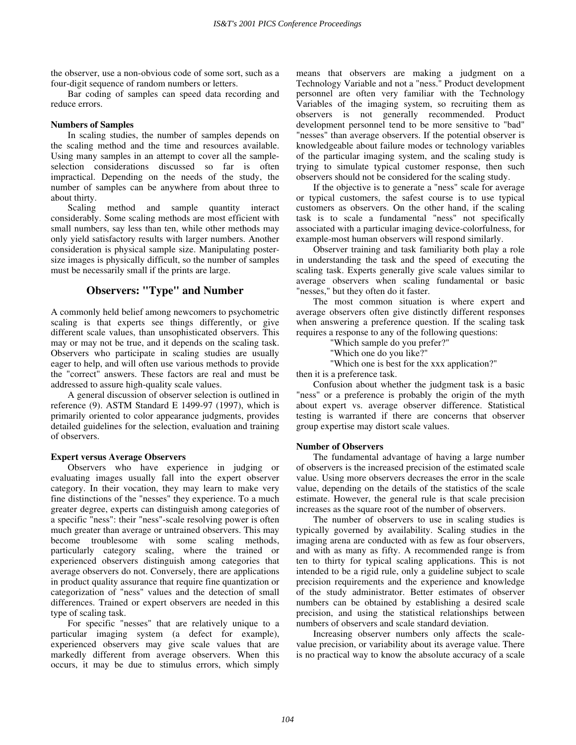the observer, use a non-obvious code of some sort, such as a four-digit sequence of random numbers or letters.

Bar coding of samples can speed data recording and reduce errors.

**Numbers of Samples**

In scaling studies, the number of samples depends on the scaling method and the time and resources available. Using many samples in an attempt to cover all the sample-selection considerations discussed so far is often impractical. Depending on the needs of the study, the number of samples can be anywhere from about three to about thirty.

Scaling method and sample quantity interact considerably. Some scaling methods are most efficient with small numbers, say less than ten, while other methods may only yield satisfactory results with larger numbers. Another consideration is physical sample size. Manipulating poster-size images is physically difficult, so the number of samples must be necessarily small if the prints are large.

## Observers: "Type" and Number

A commonly held belief among newcomers to psychometric scaling is that experts see things differently, or give different scale values, than unsophisticated observers. This may or may not be true, and it depends on the scaling task. Observers who participate in scaling studies are usually eager to help, and will often use various methods to provide the "correct" answers. These factors are real and must be addressed to assure high-quality scale values.

A general discussion of observer selection is outlined in reference (9). ASTM Standard E 1499-97 (1997), which is primarily oriented to color appearance judgments, provides detailed guidelines for the selection, evaluation and training of observers.

**Expert versus Average Observers**

Observers who have experience in judging or evaluating images usually fall into the expert observer category. In their vocation, they may learn to make very fine distinctions of the "nesses" they experience. To a much greater degree, experts can distinguish among categories of a specific "ness": their "ness"-scale resolving power is often much greater than average or untrained observers. This may become troublesome with some scaling methods, particularly category scaling, where the trained or experienced observers distinguish among categories that average observers do not. Conversely, there are applications in product quality assurance that require fine quantization or categorization of "ness" values and the detection of small differences. Trained or expert observers are needed in this type of scaling task.

For specific "nesses" that are relatively unique to a particular imaging system (a defect for example), experienced observers may give scale values that are markedly different from average observers. When this occurs, it may be due to stimulus errors, which simply means that observers are making a judgment on a Technology Variable and not a "ness." Product development personnel are often very familiar with the Technology Variables of the imaging system, so recruiting them as observers is not generally recommended. Product development personnel tend to be more sensitive to "bad" "nesses" than average observers. If the potential observer is knowledgeable about failure modes or technology variables of the particular imaging system, and the scaling study is trying to simulate typical customer response, then such observers should not be considered for the scaling study.

If the objective is to generate a "ness" scale for average or typical customers, the safest course is to use typical customers as observers. On the other hand, if the scaling task is to scale a fundamental "ness" not specifically associated with a particular imaging device-colorfulness, for example-most human observers will respond similarly.

Observer training and task familiarity both play a role in understanding the task and the speed of executing the scaling task. Experts generally give scale values similar to average observers when scaling fundamental or basic "nesses," but they often do it faster.

The most common situation is where expert and average observers often give distinctly different responses when answering a preference question. If the scaling task requires a response to any of the following questions:

"Which sample do you prefer?"
"Which one do you like?"
"Which one is best for the xxx application?"

then it is a preference task.

Confusion about whether the judgment task is a basic "ness" or a preference is probably the origin of the myth about expert vs. average observer difference. Statistical testing is warranted if there are concerns that observer group expertise may distort scale values.

**Number of Observers**

The fundamental advantage of having a large number of observers is the increased precision of the estimated scale value. Using more observers decreases the error in the scale value, depending on the details of the statistics of the scale estimate. However, the general rule is that scale precision increases as the square root of the number of observers.

The number of observers to use in scaling studies is typically governed by availability. Scaling studies in the imaging arena are conducted with as few as four observers, and with as many as fifty. A recommended range is from ten to thirty for typical scaling applications. This is not intended to be a rigid rule, only a guideline subject to scale precision requirements and the experience and knowledge of the study administrator. Better estimates of observer numbers can be obtained by establishing a desired scale precision, and using the statistical relationships between numbers of observers and scale standard deviation.

Increasing observer numbers only affects the scale-value precision, or variability about its average value. There is no practical way to know the absolute accuracy of a scale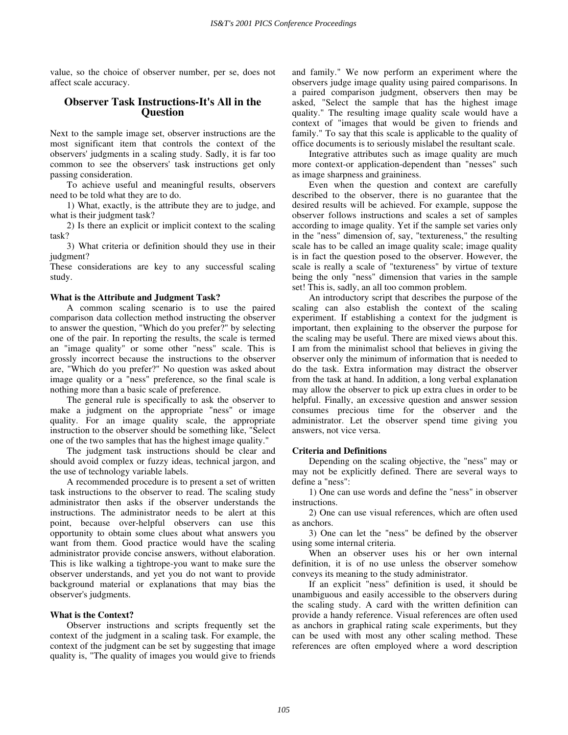value, so the choice of observer number, per se, does not affect scale accuracy.

## Observer Task Instructions-It's All in the Question

Next to the sample image set, observer instructions are the most significant item that controls the context of the observers' judgments in a scaling study. Sadly, it is far too common to see the observers' task instructions get only passing consideration.

To achieve useful and meaningful results, observers need to be told what they are to do.

1) What, exactly, is the attribute they are to judge, and what is their judgment task?

2) Is there an explicit or implicit context to the scaling task?

3) What criteria or definition should they use in their judgment?

These considerations are key to any successful scaling study.

### What is the Attribute and Judgment Task?

A common scaling scenario is to use the paired comparison data collection method instructing the observer to answer the question, "Which do you prefer?" by selecting one of the pair. In reporting the results, the scale is termed an "image quality" or some other "ness" scale. This is grossly incorrect because the instructions to the observer are, "Which do you prefer?" No question was asked about image quality or a "ness" preference, so the final scale is nothing more than a basic scale of preference.

The general rule is specifically to ask the observer to make a judgment on the appropriate "ness" or image quality. For an image quality scale, the appropriate instruction to the observer should be something like, "Select one of the two samples that has the highest image quality."

The judgment task instructions should be clear and should avoid complex or fuzzy ideas, technical jargon, and the use of technology variable labels.

A recommended procedure is to present a set of written task instructions to the observer to read. The scaling study administrator then asks if the observer understands the instructions. The administrator needs to be alert at this point, because over-helpful observers can use this opportunity to obtain some clues about what answers you want from them. Good practice would have the scaling administrator provide concise answers, without elaboration. This is like walking a tightrope-you want to make sure the observer understands, and yet you do not want to provide background material or explanations that may bias the observer's judgments.

### What is the Context?

Observer instructions and scripts frequently set the context of the judgment in a scaling task. For example, the context of the judgment can be set by suggesting that image quality is, "The quality of images you would give to friends and family." We now perform an experiment where the observers judge image quality using paired comparisons. In a paired comparison judgment, observers then may be asked, "Select the sample that has the highest image quality." The resulting image quality scale would have a context of "images that would be given to friends and family." To say that this scale is applicable to the quality of office documents is to seriously mislabel the resultant scale.

Integrative attributes such as image quality are much more context-or application-dependent than "nesses" such as image sharpness and graininess.

Even when the question and context are carefully described to the observer, there is no guarantee that the desired results will be achieved. For example, suppose the observer follows instructions and scales a set of samples according to image quality. Yet if the sample set varies only in the "ness" dimension of, say, "textureness," the resulting scale has to be called an image quality scale; image quality is in fact the question posed to the observer. However, the scale is really a scale of "textureness" by virtue of texture being the only "ness" dimension that varies in the sample set! This is, sadly, an all too common problem.

An introductory script that describes the purpose of the scaling can also establish the context of the scaling experiment. If establishing a context for the judgment is important, then explaining to the observer the purpose for the scaling may be useful. There are mixed views about this. I am from the minimalist school that believes in giving the observer only the minimum of information that is needed to do the task. Extra information may distract the observer from the task at hand. In addition, a long verbal explanation may allow the observer to pick up extra clues in order to be helpful. Finally, an excessive question and answer session consumes precious time for the observer and the administrator. Let the observer spend time giving you answers, not vice versa.

### Criteria and Definitions

Depending on the scaling objective, the "ness" may or may not be explicitly defined. There are several ways to define a "ness":

1) One can use words and define the "ness" in observer instructions.

2) One can use visual references, which are often used as anchors.

3) One can let the "ness" be defined by the observer using some internal criteria.

When an observer uses his or her own internal definition, it is of no use unless the observer somehow conveys its meaning to the study administrator.

If an explicit "ness" definition is used, it should be unambiguous and easily accessible to the observers during the scaling study. A card with the written definition can provide a handy reference. Visual references are often used as anchors in graphical rating scale experiments, but they can be used with most any other scaling method. These references are often employed where a word description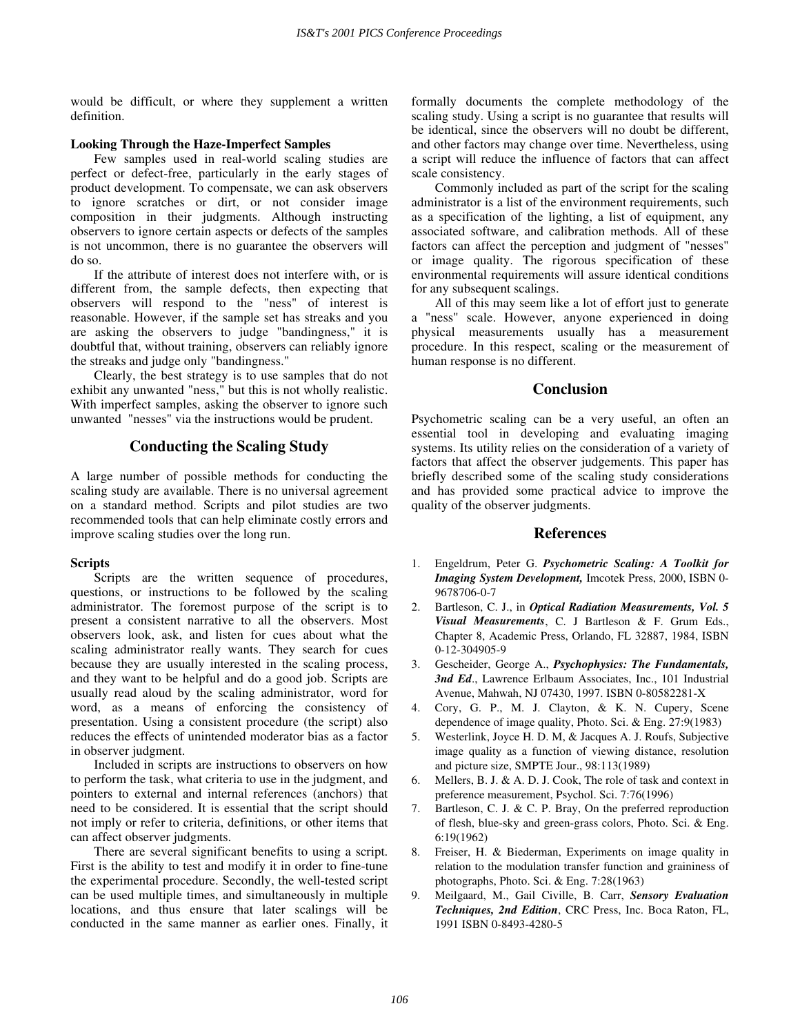would be difficult, or where they supplement a written definition.

### Looking Through the Haze-Imperfect Samples

Few samples used in real-world scaling studies are perfect or defect-free, particularly in the early stages of product development. To compensate, we can ask observers to ignore scratches or dirt, or not consider image composition in their judgments. Although instructing observers to ignore certain aspects or defects of the samples is not uncommon, there is no guarantee the observers will do so.

If the attribute of interest does not interfere with, or is different from, the sample defects, then expecting that observers will respond to the "ness" of interest is reasonable. However, if the sample set has streaks and you are asking the observers to judge "bandingness," it is doubtful that, without training, observers can reliably ignore the streaks and judge only "bandingness."

Clearly, the best strategy is to use samples that do not exhibit any unwanted "ness," but this is not wholly realistic. With imperfect samples, asking the observer to ignore such unwanted "nesses" via the instructions would be prudent.

## Conducting the Scaling Study

A large number of possible methods for conducting the scaling study are available. There is no universal agreement on a standard method. Scripts and pilot studies are two recommended tools that can help eliminate costly errors and improve scaling studies over the long run.

### Scripts

Scripts are the written sequence of procedures, questions, or instructions to be followed by the scaling administrator. The foremost purpose of the script is to present a consistent narrative to all the observers. Most observers look, ask, and listen for cues about what the scaling administrator really wants. They search for cues because they are usually interested in the scaling process, and they want to be helpful and do a good job. Scripts are usually read aloud by the scaling administrator, word for word, as a means of enforcing the consistency of presentation. Using a consistent procedure (the script) also reduces the effects of unintended moderator bias as a factor in observer judgment.

Included in scripts are instructions to observers on how to perform the task, what criteria to use in the judgment, and pointers to external and internal references (anchors) that need to be considered. It is essential that the script should not imply or refer to criteria, definitions, or other items that can affect observer judgments.

There are several significant benefits to using a script. First is the ability to test and modify it in order to fine-tune the experimental procedure. Secondly, the well-tested script can be used multiple times, and simultaneously in multiple locations, and thus ensure that later scalings will be conducted in the same manner as earlier ones. Finally, it formally documents the complete methodology of the scaling study. Using a script is no guarantee that results will be identical, since the observers will no doubt be different, and other factors may change over time. Nevertheless, using a script will reduce the influence of factors that can affect scale consistency.

Commonly included as part of the script for the scaling administrator is a list of the environment requirements, such as a specification of the lighting, a list of equipment, any associated software, and calibration methods. All of these factors can affect the perception and judgment of "nesses" or image quality. The rigorous specification of these environmental requirements will assure identical conditions for any subsequent scalings.

All of this may seem like a lot of effort just to generate a "ness" scale. However, anyone experienced in doing physical measurements usually has a measurement procedure. In this respect, scaling or the measurement of human response is no different.

## Conclusion

Psychometric scaling can be a very useful, an often an essential tool in developing and evaluating imaging systems. Its utility relies on the consideration of a variety of factors that affect the observer judgements. This paper has briefly described some of the scaling study considerations and has provided some practical advice to improve the quality of the observer judgments.

## References

1. Engeldrum, Peter G. ***Psychometric Scaling: A Toolkit for Imaging System Development,*** Imcotek Press, 2000, ISBN 0-9678706-0-7
2. Bartleson, C. J., in ***Optical Radiation Measurements, Vol. 5 Visual Measurements***, C. J Bartleson & F. Grum Eds., Chapter 8, Academic Press, Orlando, FL 32887, 1984, ISBN 0-12-304905-9
3. Gescheider, George A., ***Psychophysics: The Fundamentals, 3nd Ed***., Lawrence Erlbaum Associates, Inc., 101 Industrial Avenue, Mahwah, NJ 07430, 1997. ISBN 0-80582281-X
4. Cory, G. P., M. J. Clayton, & K. N. Cupery, Scene dependence of image quality, Photo. Sci. & Eng. 27:9(1983)
5. Westerlink, Joyce H. D. M, & Jacques A. J. Roufs, Subjective image quality as a function of viewing distance, resolution and picture size, SMPTE Jour., 98:113(1989)
6. Mellers, B. J. & A. D. J. Cook, The role of task and context in preference measurement, Psychol. Sci. 7:76(1996)
7. Bartleson, C. J. & C. P. Bray, On the preferred reproduction of flesh, blue-sky and green-grass colors, Photo. Sci. & Eng. 6:19(1962)
8. Freiser, H. & Biederman, Experiments on image quality in relation to the modulation transfer function and graininess of photographs, Photo. Sci. & Eng. 7:28(1963)
9. Meilgaard, M., Gail Civille, B. Carr, ***Sensory Evaluation Techniques, 2nd Edition***, CRC Press, Inc. Boca Raton, FL, 1991 ISBN 0-8493-4280-5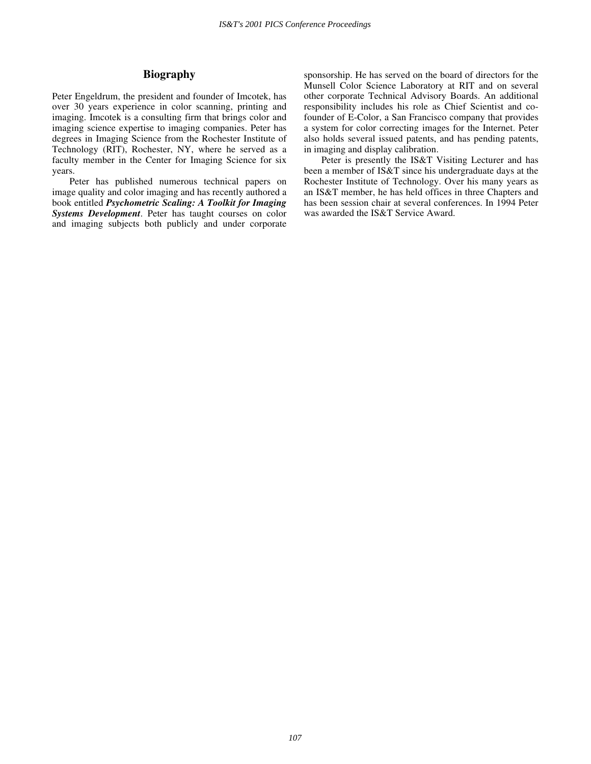## Biography

Peter Engeldrum, the president and founder of Imcotek, has over 30 years experience in color scanning, printing and imaging. Imcotek is a consulting firm that brings color and imaging science expertise to imaging companies. Peter has degrees in Imaging Science from the Rochester Institute of Technology (RIT), Rochester, NY, where he served as a faculty member in the Center for Imaging Science for six years.

Peter has published numerous technical papers on image quality and color imaging and has recently authored a book entitled ***Psychometric Scaling: A Toolkit for Imaging Systems Development***. Peter has taught courses on color and imaging subjects both publicly and under corporate sponsorship. He has served on the board of directors for the Munsell Color Science Laboratory at RIT and on several other corporate Technical Advisory Boards. An additional responsibility includes his role as Chief Scientist and co-founder of E-Color, a San Francisco company that provides a system for color correcting images for the Internet. Peter also holds several issued patents, and has pending patents, in imaging and display calibration.

Peter is presently the IS&T Visiting Lecturer and has been a member of IS&T since his undergraduate days at the Rochester Institute of Technology. Over his many years as an IS&T member, he has held offices in three Chapters and has been session chair at several conferences. In 1994 Peter was awarded the IS&T Service Award.